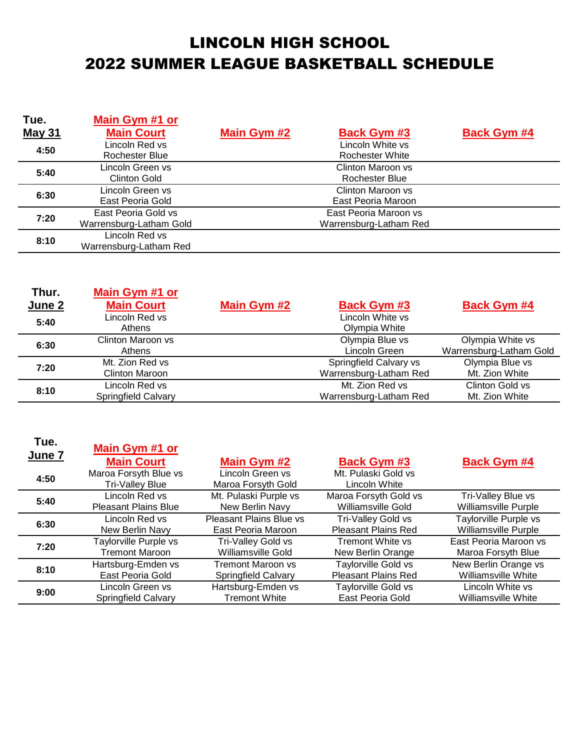# LINCOLN HIGH SCHOOL
# 2022 SUMMER LEAGUE BASKETBALL SCHEDULE

| Tue. May 31 | Main Gym #1 or Main Court | Main Gym #2 | Back Gym #3 | Back Gym #4 |
|---|---|---|---|---|
| 4:50 | Lincoln Red vs Rochester Blue | | Lincoln White vs Rochester White | |
| 5:40 | Lincoln Green vs Clinton Gold | | Clinton Maroon vs Rochester Blue | |
| 6:30 | Lincoln Green vs East Peoria Gold | | Clinton Maroon vs East Peoria Maroon | |
| 7:20 | East Peoria Gold vs Warrensburg-Latham Gold | | East Peoria Maroon vs Warrensburg-Latham Red | |
| 8:10 | Lincoln Red vs Warrensburg-Latham Red | | | |

| Thur. June 2 | Main Gym #1 or Main Court | Main Gym #2 | Back Gym #3 | Back Gym #4 |
|---|---|---|---|---|
| 5:40 | Lincoln Red vs Athens | | Lincoln White vs Olympia White | |
| 6:30 | Clinton Maroon vs Athens | | Olympia Blue vs Lincoln Green | Olympia White vs Warrensburg-Latham Gold |
| 7:20 | Mt. Zion Red vs Clinton Maroon | | Springfield Calvary vs Warrensburg-Latham Red | Olympia Blue vs Mt. Zion White |
| 8:10 | Lincoln Red vs Springfield Calvary | | Mt. Zion Red vs Warrensburg-Latham Red | Clinton Gold vs Mt. Zion White |

| Tue. June 7 | Main Gym #1 or Main Court | Main Gym #2 | Back Gym #3 | Back Gym #4 |
|---|---|---|---|---|
| 4:50 | Maroa Forsyth Blue vs Tri-Valley Blue | Lincoln Green vs Maroa Forsyth Gold | Mt. Pulaski Gold vs Lincoln White | |
| 5:40 | Lincoln Red vs Pleasant Plains Blue | Mt. Pulaski Purple vs New Berlin Navy | Maroa Forsyth Gold vs Williamsville Gold | Tri-Valley Blue vs Williamsville Purple |
| 6:30 | Lincoln Red vs New Berlin Navy | Pleasant Plains Blue vs East Peoria Maroon | Tri-Valley Gold vs Pleasant Plains Red | Taylorville Purple vs Williamsville Purple |
| 7:20 | Taylorville Purple vs Tremont Maroon | Tri-Valley Gold vs Williamsville Gold | Tremont White vs New Berlin Orange | East Peoria Maroon vs Maroa Forsyth Blue |
| 8:10 | Hartsburg-Emden vs East Peoria Gold | Tremont Maroon vs Springfield Calvary | Taylorville Gold vs Pleasant Plains Red | New Berlin Orange vs Williamsville White |
| 9:00 | Lincoln Green vs Springfield Calvary | Hartsburg-Emden vs Tremont White | Taylorville Gold vs East Peoria Gold | Lincoln White vs Williamsville White |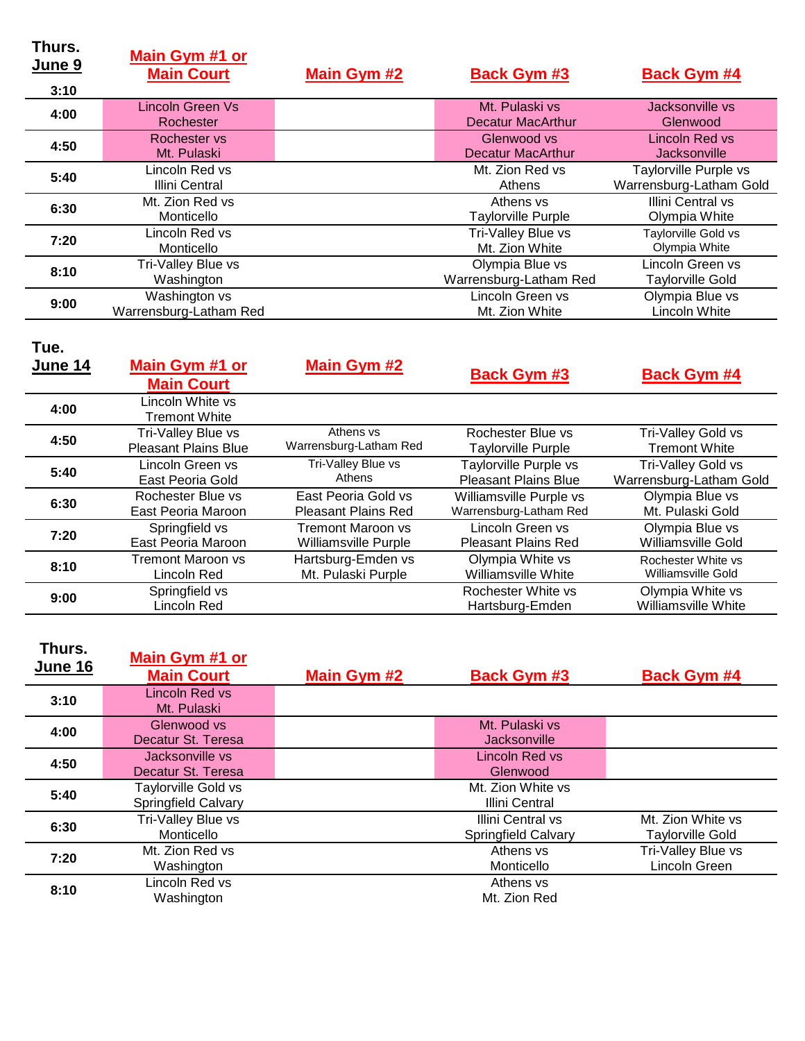| Thurs. June 9 | Main Gym #1 or Main Court | Main Gym #2 | Back Gym #3 | Back Gym #4 |
|---|---|---|---|---|
| 3:10 | | | | |
| 4:00 | Lincoln Green Vs Rochester | | Mt. Pulaski vs Decatur MacArthur | Jacksonville vs Glenwood |
| 4:50 | Rochester vs Mt. Pulaski | | Glenwood vs Decatur MacArthur | Lincoln Red vs Jacksonville |
| 5:40 | Lincoln Red vs Illini Central | | Mt. Zion Red vs Athens | Taylorville Purple vs Warrensburg-Latham Gold |
| 6:30 | Mt. Zion Red vs Monticello | | Athens vs Taylorville Purple | Illini Central vs Olympia White |
| 7:20 | Lincoln Red vs Monticello | | Tri-Valley Blue vs Mt. Zion White | Taylorville Gold vs Olympia White |
| 8:10 | Tri-Valley Blue vs Washington | | Olympia Blue vs Warrensburg-Latham Red | Lincoln Green vs Taylorville Gold |
| 9:00 | Washington vs Warrensburg-Latham Red | | Lincoln Green vs Mt. Zion White | Olympia Blue vs Lincoln White |

| Tue. June 14 | Main Gym #1 or Main Court | Main Gym #2 | Back Gym #3 | Back Gym #4 |
|---|---|---|---|---|
| 4:00 | Lincoln White vs Tremont White | | | |
| 4:50 | Tri-Valley Blue vs Pleasant Plains Blue | Athens vs Warrensburg-Latham Red | Rochester Blue vs Taylorville Purple | Tri-Valley Gold vs Tremont White |
| 5:40 | Lincoln Green vs East Peoria Gold | Tri-Valley Blue vs Athens | Taylorville Purple vs Pleasant Plains Blue | Tri-Valley Gold vs Warrensburg-Latham Gold |
| 6:30 | Rochester Blue vs East Peoria Maroon | East Peoria Gold vs Pleasant Plains Red | Williamsville Purple vs Warrensburg-Latham Red | Olympia Blue vs Mt. Pulaski Gold |
| 7:20 | Springfield vs East Peoria Maroon | Tremont Maroon vs Williamsville Purple | Lincoln Green vs Pleasant Plains Red | Olympia Blue vs Williamsville Gold |
| 8:10 | Tremont Maroon vs Lincoln Red | Hartsburg-Emden vs Mt. Pulaski Purple | Olympia White vs Williamsville White | Rochester White vs Williamsville Gold |
| 9:00 | Springfield vs Lincoln Red | | Rochester White vs Hartsburg-Emden | Olympia White vs Williamsville White |

| Thurs. June 16 | Main Gym #1 or Main Court | Main Gym #2 | Back Gym #3 | Back Gym #4 |
|---|---|---|---|---|
| 3:10 | Lincoln Red vs Mt. Pulaski | | | |
| 4:00 | Glenwood vs Decatur St. Teresa | | Mt. Pulaski vs Jacksonville | |
| 4:50 | Jacksonville vs Decatur St. Teresa | | Lincoln Red vs Glenwood | |
| 5:40 | Taylorville Gold vs Springfield Calvary | | Mt. Zion White vs Illini Central | |
| 6:30 | Tri-Valley Blue vs Monticello | | Illini Central vs Springfield Calvary | Mt. Zion White vs Taylorville Gold |
| 7:20 | Mt. Zion Red vs Washington | | Athens vs Monticello | Tri-Valley Blue vs Lincoln Green |
| 8:10 | Lincoln Red vs Washington | | Athens vs Mt. Zion Red | |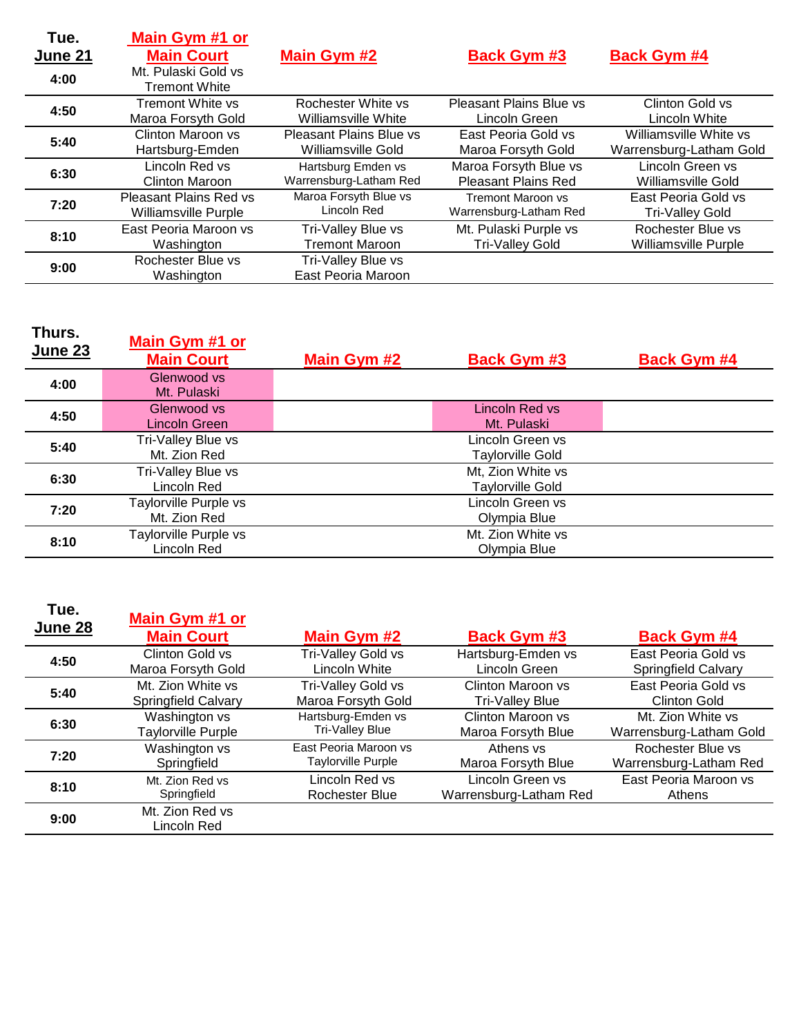| Tue. June 21 | Main Gym #1 or Main Court | Main Gym #2 | Back Gym #3 | Back Gym #4 |
| --- | --- | --- | --- | --- |
| 4:00 | Mt. Pulaski Gold vs Tremont White | | | |
| 4:50 | Tremont White vs Maroa Forsyth Gold | Rochester White vs Williamsville White | Pleasant Plains Blue vs Lincoln Green | Clinton Gold vs Lincoln White |
| 5:40 | Clinton Maroon vs Hartsburg-Emden | Pleasant Plains Blue vs Williamsville Gold | East Peoria Gold vs Maroa Forsyth Gold | Williamsville White vs Warrensburg-Latham Gold |
| 6:30 | Lincoln Red vs Clinton Maroon | Hartsburg Emden vs Warrensburg-Latham Red | Maroa Forsyth Blue vs Pleasant Plains Red | Lincoln Green vs Williamsville Gold |
| 7:20 | Pleasant Plains Red vs Williamsville Purple | Maroa Forsyth Blue vs Lincoln Red | Tremont Maroon vs Warrensburg-Latham Red | East Peoria Gold vs Tri-Valley Gold |
| 8:10 | East Peoria Maroon vs Washington | Tri-Valley Blue vs Tremont Maroon | Mt. Pulaski Purple vs Tri-Valley Gold | Rochester Blue vs Williamsville Purple |
| 9:00 | Rochester Blue vs Washington | Tri-Valley Blue vs East Peoria Maroon | | |

| Thurs. June 23 | Main Gym #1 or Main Court | Main Gym #2 | Back Gym #3 | Back Gym #4 |
| --- | --- | --- | --- | --- |
| 4:00 | Glenwood vs Mt. Pulaski | | | |
| 4:50 | Glenwood vs Lincoln Green | | Lincoln Red vs Mt. Pulaski | |
| 5:40 | Tri-Valley Blue vs Mt. Zion Red | | Lincoln Green vs Taylorville Gold | |
| 6:30 | Tri-Valley Blue vs Lincoln Red | | Mt, Zion White vs Taylorville Gold | |
| 7:20 | Taylorville Purple vs Mt. Zion Red | | Lincoln Green vs Olympia Blue | |
| 8:10 | Taylorville Purple vs Lincoln Red | | Mt. Zion White vs Olympia Blue | |

| Tue. June 28 | Main Gym #1 or Main Court | Main Gym #2 | Back Gym #3 | Back Gym #4 |
| --- | --- | --- | --- | --- |
| 4:50 | Clinton Gold vs Maroa Forsyth Gold | Tri-Valley Gold vs Lincoln White | Hartsburg-Emden vs Lincoln Green | East Peoria Gold vs Springfield Calvary |
| 5:40 | Mt. Zion White vs Springfield Calvary | Tri-Valley Gold vs Maroa Forsyth Gold | Clinton Maroon vs Tri-Valley Blue | East Peoria Gold vs Clinton Gold |
| 6:30 | Washington vs Taylorville Purple | Hartsburg-Emden vs Tri-Valley Blue | Clinton Maroon vs Maroa Forsyth Blue | Mt. Zion White vs Warrensburg-Latham Gold |
| 7:20 | Washington vs Springfield | East Peoria Maroon vs Taylorville Purple | Athens vs Maroa Forsyth Blue | Rochester Blue vs Warrensburg-Latham Red |
| 8:10 | Mt. Zion Red vs Springfield | Lincoln Red vs Rochester Blue | Lincoln Green vs Warrensburg-Latham Red | East Peoria Maroon vs Athens |
| 9:00 | Mt. Zion Red vs Lincoln Red | | | |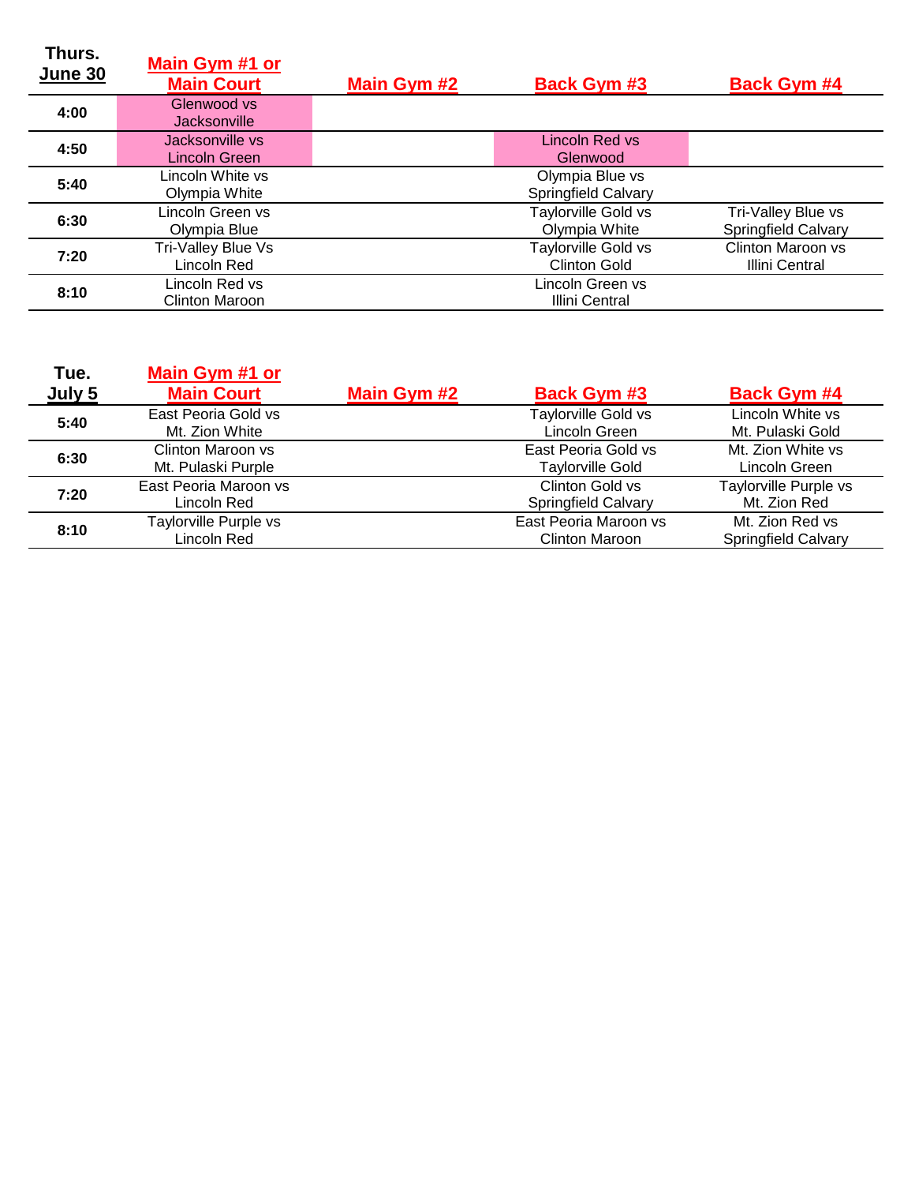| Thurs. June 30 | Main Gym #1 or Main Court | Main Gym #2 | Back Gym #3 | Back Gym #4 |
|---|---|---|---|---|
| 4:00 | Glenwood vs Jacksonville | | | |
| 4:50 | Jacksonville vs Lincoln Green | | Lincoln Red vs Glenwood | |
| 5:40 | Lincoln White vs Olympia White | | Olympia Blue vs Springfield Calvary | |
| 6:30 | Lincoln Green vs Olympia Blue | | Taylorville Gold vs Olympia White | Tri-Valley Blue vs Springfield Calvary |
| 7:20 | Tri-Valley Blue Vs Lincoln Red | | Taylorville Gold vs Clinton Gold | Clinton Maroon vs Illini Central |
| 8:10 | Lincoln Red vs Clinton Maroon | | Lincoln Green vs Illini Central | |

| Tue. July 5 | Main Gym #1 or Main Court | Main Gym #2 | Back Gym #3 | Back Gym #4 |
|---|---|---|---|---|
| 5:40 | East Peoria Gold vs Mt. Zion White | | Taylorville Gold vs Lincoln Green | Lincoln White vs Mt. Pulaski Gold |
| 6:30 | Clinton Maroon vs Mt. Pulaski Purple | | East Peoria Gold vs Taylorville Gold | Mt. Zion White vs Lincoln Green |
| 7:20 | East Peoria Maroon vs Lincoln Red | | Clinton Gold vs Springfield Calvary | Taylorville Purple vs Mt. Zion Red |
| 8:10 | Taylorville Purple vs Lincoln Red | | East Peoria Maroon vs Clinton Maroon | Mt. Zion Red vs Springfield Calvary |